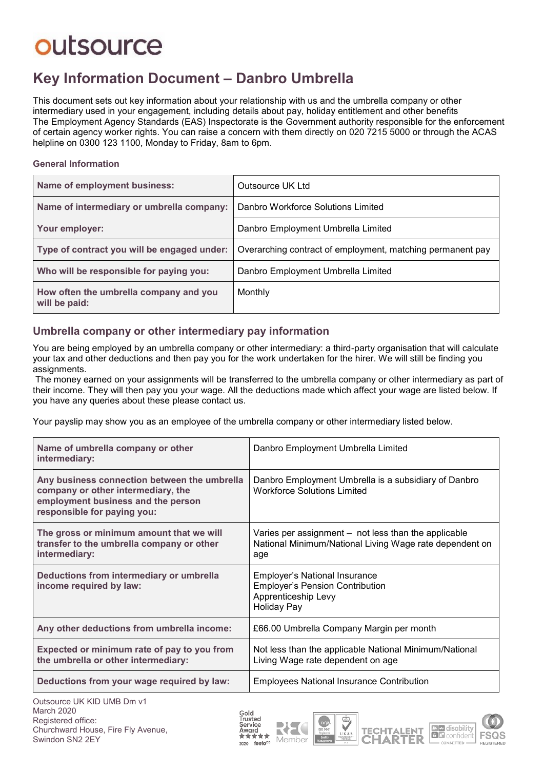outsource

# Key Information Document – Danbro Umbrella

This document sets out key information about your relationship with us and the umbrella company or other intermediary used in your engagement, including details about pay, holiday entitlement and other benefits
The Employment Agency Standards (EAS) Inspectorate is the Government authority responsible for the enforcement of certain agency worker rights. You can raise a concern with them directly on 020 7215 5000 or through the ACAS helpline on 0300 123 1100, Monday to Friday, 8am to 6pm.

### General Information

| | |
|---|---|
| **Name of employment business:** | Outsource UK Ltd |
| **Name of intermediary or umbrella company:** | Danbro Workforce Solutions Limited |
| **Your employer:** | Danbro Employment Umbrella Limited |
| **Type of contract you will be engaged under:** | Overarching contract of employment, matching permanent pay |
| **Who will be responsible for paying you:** | Danbro Employment Umbrella Limited |
| **How often the umbrella company and you will be paid:** | Monthly |

## Umbrella company or other intermediary pay information

You are being employed by an umbrella company or other intermediary: a third-party organisation that will calculate your tax and other deductions and then pay you for the work undertaken for the hirer. We will still be finding you assignments.
The money earned on your assignments will be transferred to the umbrella company or other intermediary as part of their income. They will then pay you your wage. All the deductions made which affect your wage are listed below. If you have any queries about these please contact us.

Your payslip may show you as an employee of the umbrella company or other intermediary listed below.

| | |
|---|---|
| **Name of umbrella company or other intermediary:** | Danbro Employment Umbrella Limited |
| **Any business connection between the umbrella company or other intermediary, the employment business and the person responsible for paying you:** | Danbro Employment Umbrella is a subsidiary of Danbro Workforce Solutions Limited |
| **The gross or minimum amount that we will transfer to the umbrella company or other intermediary:** | Varies per assignment – not less than the applicable National Minimum/National Living Wage rate dependent on age |
| **Deductions from intermediary or umbrella income required by law:** | Employer's National Insurance<br>Employer's Pension Contribution<br>Apprenticeship Levy<br>Holiday Pay |
| **Any other deductions from umbrella income:** | £66.00 Umbrella Company Margin per month |
| **Expected or minimum rate of pay to you from the umbrella or other intermediary:** | Not less than the applicable National Minimum/National Living Wage rate dependent on age |
| **Deductions from your wage required by law:** | Employees National Insurance Contribution |

Outsource UK KID UMB Dm v1
March 2020
Registered office:
Churchward House, Fire Fly Avenue,
Swindon SN2 2EY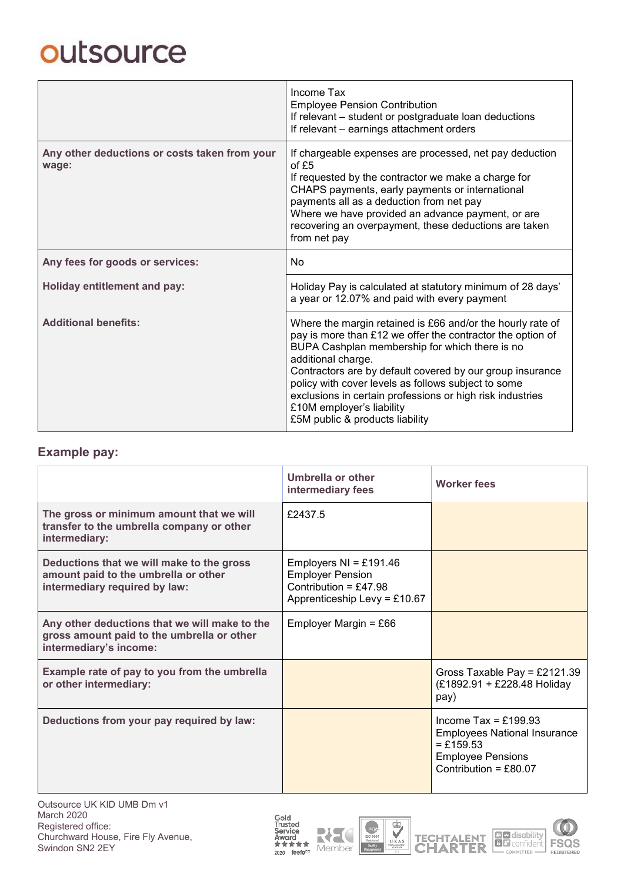| | |
|---|---|
| | Income Tax<br>Employee Pension Contribution<br>If relevant – student or postgraduate loan deductions<br>If relevant – earnings attachment orders |
| **Any other deductions or costs taken from your wage:** | If chargeable expenses are processed, net pay deduction of £5<br>If requested by the contractor we make a charge for CHAPS payments, early payments or international payments all as a deduction from net pay<br>Where we have provided an advance payment, or are recovering an overpayment, these deductions are taken from net pay |
| **Any fees for goods or services:** | No |
| **Holiday entitlement and pay:** | Holiday Pay is calculated at statutory minimum of 28 days' a year or 12.07% and paid with every payment |
| **Additional benefits:** | Where the margin retained is £66 and/or the hourly rate of pay is more than £12 we offer the contractor the option of BUPA Cashplan membership for which there is no additional charge.<br>Contractors are by default covered by our group insurance policy with cover levels as follows subject to some exclusions in certain professions or high risk industries<br>£10M employer's liability<br>£5M public & products liability |

## Example pay:

| | Umbrella or other intermediary fees | Worker fees |
|---|---|---|
| **The gross or minimum amount that we will transfer to the umbrella company or other intermediary:** | £2437.5 | |
| **Deductions that we will make to the gross amount paid to the umbrella or other intermediary required by law:** | Employers NI = £191.46<br>Employer Pension Contribution = £47.98<br>Apprenticeship Levy = £10.67 | |
| **Any other deductions that we will make to the gross amount paid to the umbrella or other intermediary's income:** | Employer Margin = £66 | |
| **Example rate of pay to you from the umbrella or other intermediary:** | | Gross Taxable Pay = £2121.39 (£1892.91 + £228.48 Holiday pay) |
| **Deductions from your pay required by law:** | | Income Tax = £199.93<br>Employees National Insurance = £159.53<br>Employee Pensions Contribution = £80.07 |

Outsource UK KID UMB Dm v1
March 2020
Registered office:
Churchward House, Fire Fly Avenue,
Swindon SN2 2EY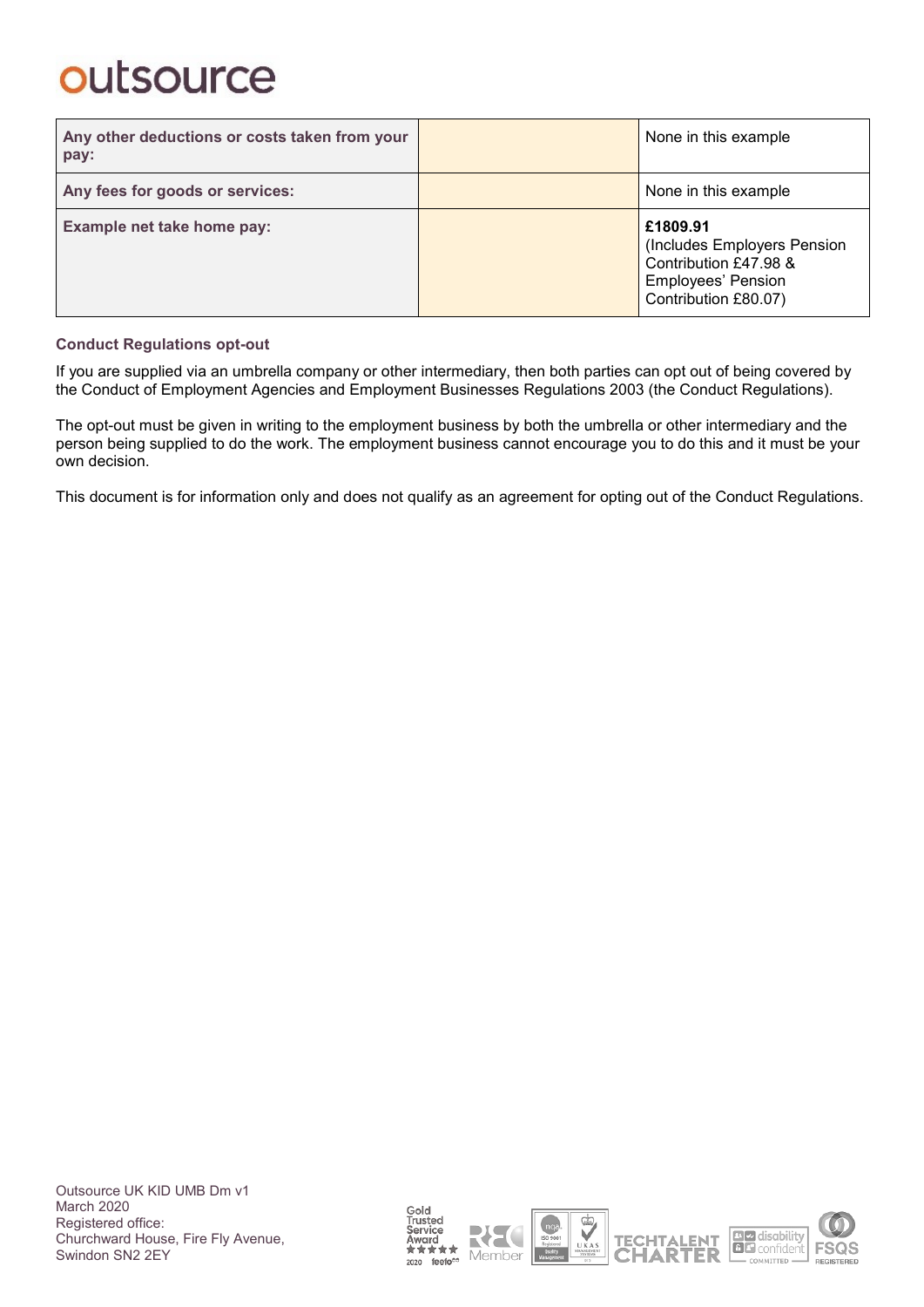| Any other deductions or costs taken from your pay: | | None in this example |
|---|---|---|
| **Any fees for goods or services:** | | None in this example |
| **Example net take home pay:** | | **£1809.91** (Includes Employers Pension Contribution £47.98 & Employees' Pension Contribution £80.07) |

### Conduct Regulations opt-out

If you are supplied via an umbrella company or other intermediary, then both parties can opt out of being covered by the Conduct of Employment Agencies and Employment Businesses Regulations 2003 (the Conduct Regulations).

The opt-out must be given in writing to the employment business by both the umbrella or other intermediary and the person being supplied to do the work. The employment business cannot encourage you to do this and it must be your own decision.

This document is for information only and does not qualify as an agreement for opting out of the Conduct Regulations.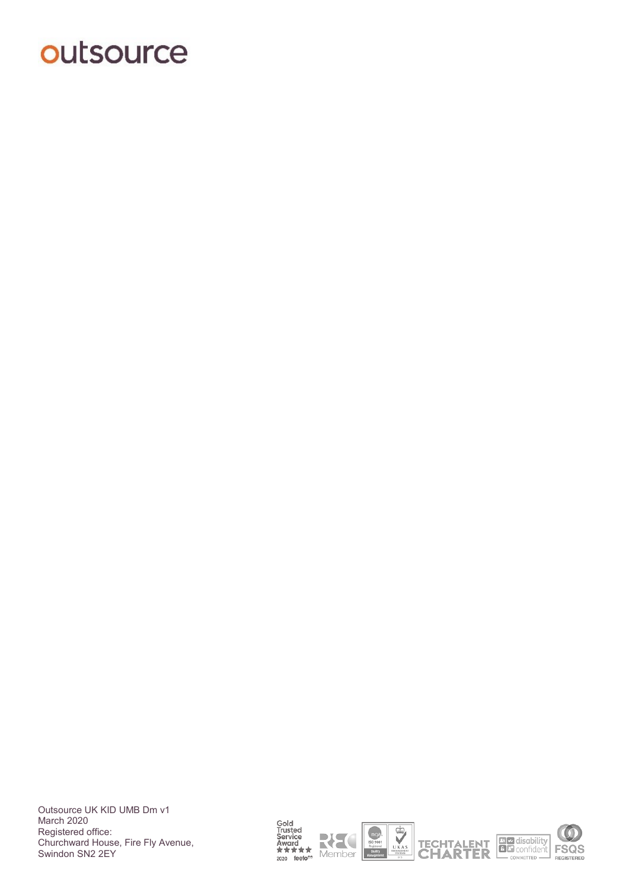outsource

Outsource UK KID UMB Dm v1
March 2020
Registered office:
Churchward House, Fire Fly Avenue,
Swindon SN2 2EY